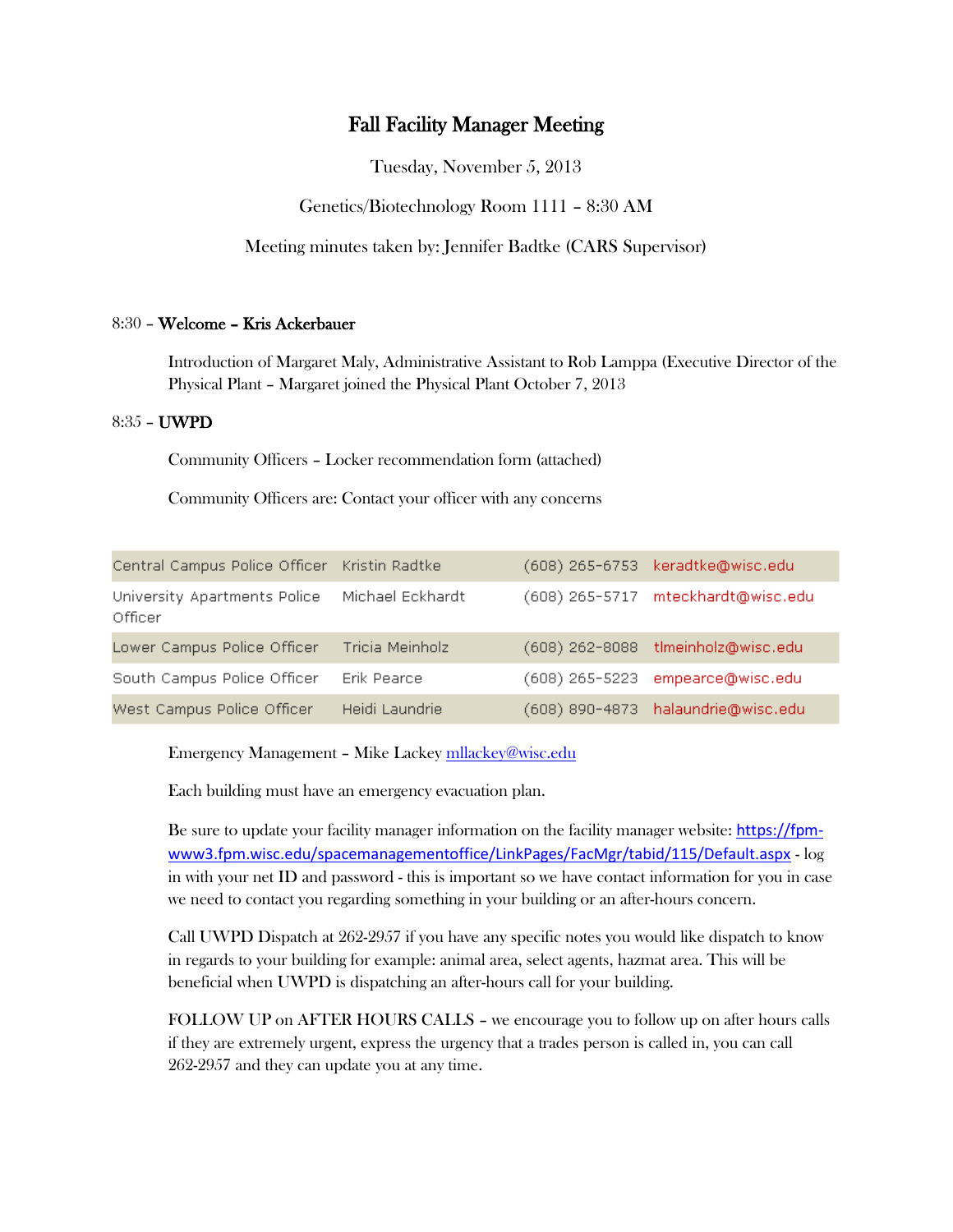# Fall Facility Manager Meeting

Tuesday, November 5, 2013

Genetics/Biotechnology Room 1111 – 8:30 AM

Meeting minutes taken by: Jennifer Badtke (CARS Supervisor)

8:30 – **Welcome – Kris Ackerbauer**

Introduction of Margaret Maly, Administrative Assistant to Rob Lamppa (Executive Director of the Physical Plant – Margaret joined the Physical Plant October 7, 2013

8:35 – **UWPD**

Community Officers – Locker recommendation form (attached)

Community Officers are: Contact your officer with any concerns

| | | | |
|---|---|---|---|
| Central Campus Police Officer | Kristin Radtke | (608) 265-6753 | keradtke@wisc.edu |
| University Apartments Police Officer | Michael Eckhardt | (608) 265-5717 | mteckhardt@wisc.edu |
| Lower Campus Police Officer | Tricia Meinholz | (608) 262-8088 | tlmeinholz@wisc.edu |
| South Campus Police Officer | Erik Pearce | (608) 265-5223 | empearce@wisc.edu |
| West Campus Police Officer | Heidi Laundrie | (608) 890-4873 | halaundrie@wisc.edu |

Emergency Management – Mike Lackey mllackey@wisc.edu

Each building must have an emergency evacuation plan.

Be sure to update your facility manager information on the facility manager website: https://fpm-www3.fpm.wisc.edu/spacemanagementoffice/LinkPages/FacMgr/tabid/115/Default.aspx - log in with your net ID and password - this is important so we have contact information for you in case we need to contact you regarding something in your building or an after-hours concern.

Call UWPD Dispatch at 262-2957 if you have any specific notes you would like dispatch to know in regards to your building for example: animal area, select agents, hazmat area. This will be beneficial when UWPD is dispatching an after-hours call for your building.

FOLLOW UP on AFTER HOURS CALLS – we encourage you to follow up on after hours calls if they are extremely urgent, express the urgency that a trades person is called in, you can call 262-2957 and they can update you at any time.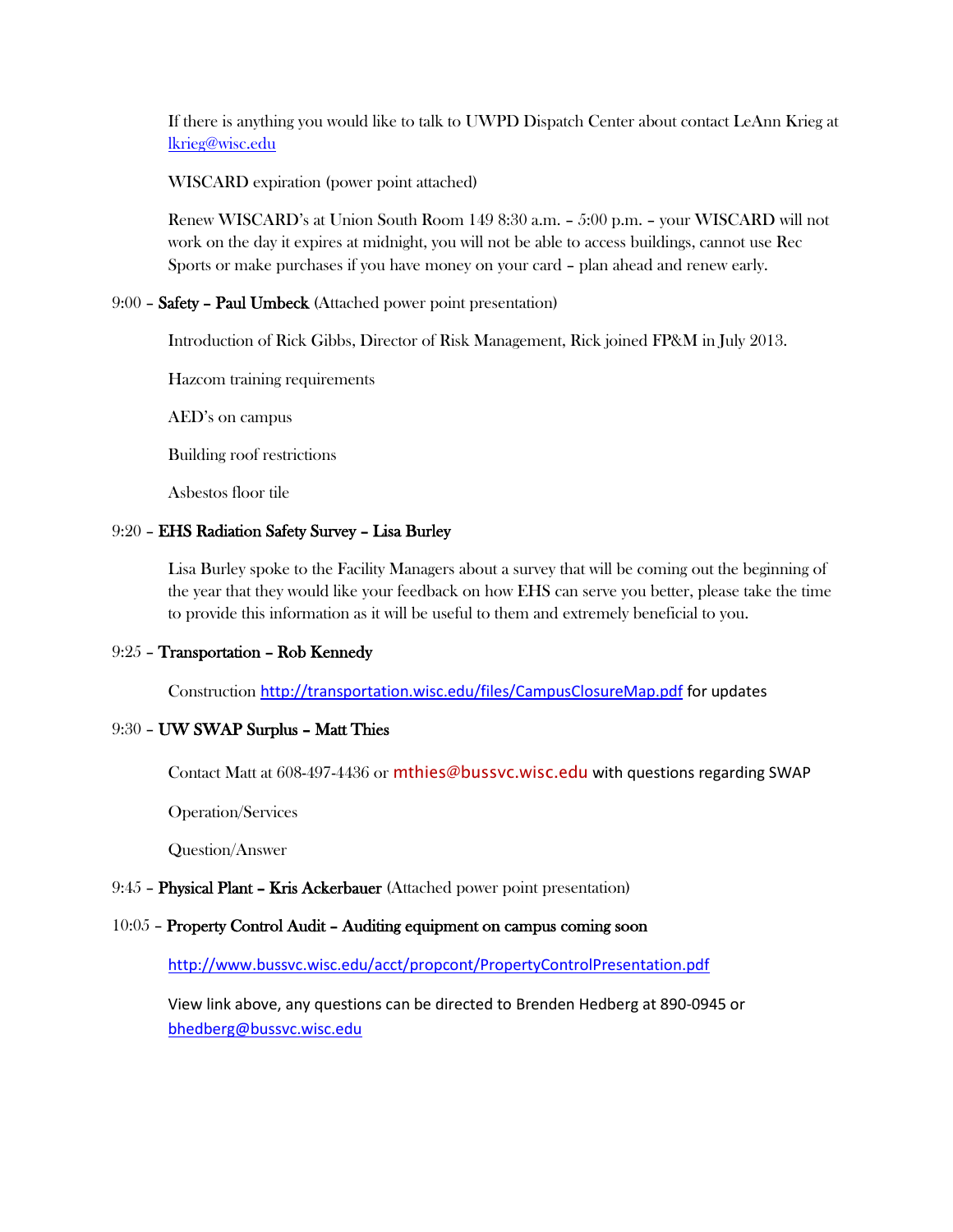If there is anything you would like to talk to UWPD Dispatch Center about contact LeAnn Krieg at [lkrieg@wisc.edu](mailto:lkrieg@wisc.edu)

WISCARD expiration (power point attached)

Renew WISCARD's at Union South Room 149 8:30 a.m. – 5:00 p.m. – your WISCARD will not work on the day it expires at midnight, you will not be able to access buildings, cannot use Rec Sports or make purchases if you have money on your card – plan ahead and renew early.

9:00 – **Safety – Paul Umbeck** (Attached power point presentation)

Introduction of Rick Gibbs, Director of Risk Management, Rick joined FP&M in July 2013.

Hazcom training requirements

AED's on campus

Building roof restrictions

Asbestos floor tile

9:20 – **EHS Radiation Safety Survey – Lisa Burley**

Lisa Burley spoke to the Facility Managers about a survey that will be coming out the beginning of the year that they would like your feedback on how EHS can serve you better, please take the time to provide this information as it will be useful to them and extremely beneficial to you.

9:25 – **Transportation – Rob Kennedy**

Construction [http://transportation.wisc.edu/files/CampusClosureMap.pdf](http://transportation.wisc.edu/files/CampusClosureMap.pdf) for updates

9:30 – **UW SWAP Surplus – Matt Thies**

Contact Matt at 608-497-4436 or mthies@bussvc.wisc.edu with questions regarding SWAP

Operation/Services

Question/Answer

9:45 – **Physical Plant – Kris Ackerbauer** (Attached power point presentation)

10:05 – **Property Control Audit – Auditing equipment on campus coming soon**

[http://www.bussvc.wisc.edu/acct/propcont/PropertyControlPresentation.pdf](http://www.bussvc.wisc.edu/acct/propcont/PropertyControlPresentation.pdf)

View link above, any questions can be directed to Brenden Hedberg at 890-0945 or [bhedberg@bussvc.wisc.edu](mailto:bhedberg@bussvc.wisc.edu)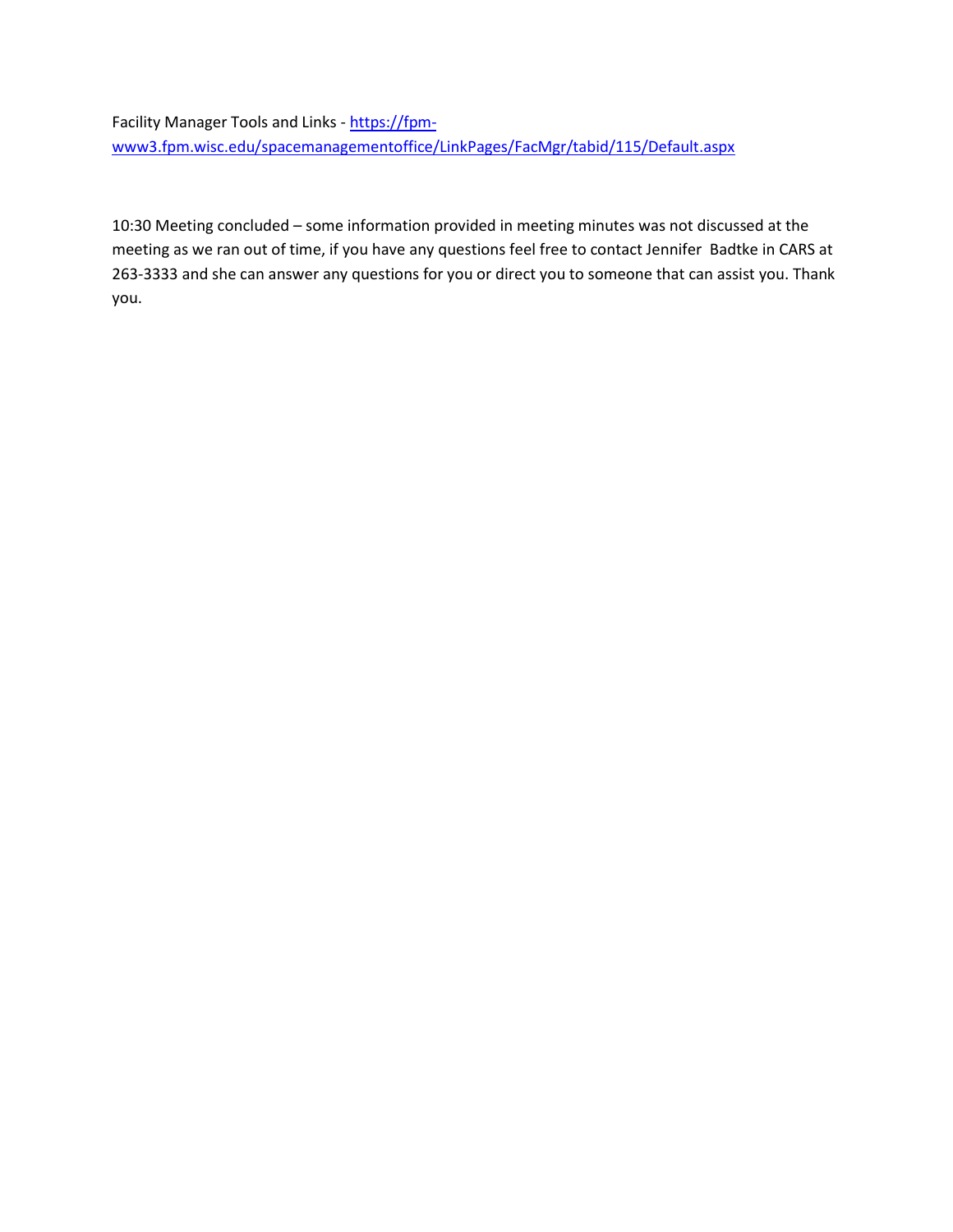Facility Manager Tools and Links - https://fpm-www3.fpm.wisc.edu/spacemanagementoffice/LinkPages/FacMgr/tabid/115/Default.aspx

10:30 Meeting concluded – some information provided in meeting minutes was not discussed at the meeting as we ran out of time, if you have any questions feel free to contact Jennifer Badtke in CARS at 263-3333 and she can answer any questions for you or direct you to someone that can assist you. Thank you.